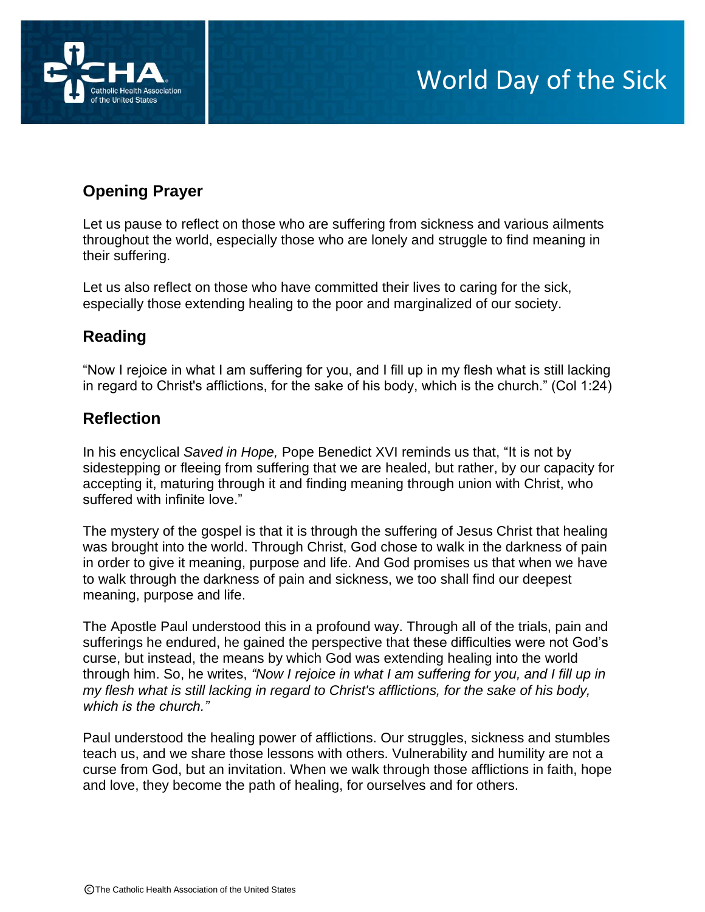# World Day of the Sick

## Opening Prayer

Let us pause to reflect on those who are suffering from sickness and various ailments throughout the world, especially those who are lonely and struggle to find meaning in their suffering.

Let us also reflect on those who have committed their lives to caring for the sick, especially those extending healing to the poor and marginalized of our society.

## Reading

"Now I rejoice in what I am suffering for you, and I fill up in my flesh what is still lacking in regard to Christ's afflictions, for the sake of his body, which is the church." (Col 1:24)

## Reflection

In his encyclical *Saved in Hope,* Pope Benedict XVI reminds us that, "It is not by sidestepping or fleeing from suffering that we are healed, but rather, by our capacity for accepting it, maturing through it and finding meaning through union with Christ, who suffered with infinite love."

The mystery of the gospel is that it is through the suffering of Jesus Christ that healing was brought into the world. Through Christ, God chose to walk in the darkness of pain in order to give it meaning, purpose and life. And God promises us that when we have to walk through the darkness of pain and sickness, we too shall find our deepest meaning, purpose and life.

The Apostle Paul understood this in a profound way. Through all of the trials, pain and sufferings he endured, he gained the perspective that these difficulties were not God's curse, but instead, the means by which God was extending healing into the world through him. So, he writes, *"Now I rejoice in what I am suffering for you, and I fill up in my flesh what is still lacking in regard to Christ's afflictions, for the sake of his body, which is the church."*

Paul understood the healing power of afflictions. Our struggles, sickness and stumbles teach us, and we share those lessons with others. Vulnerability and humility are not a curse from God, but an invitation. When we walk through those afflictions in faith, hope and love, they become the path of healing, for ourselves and for others.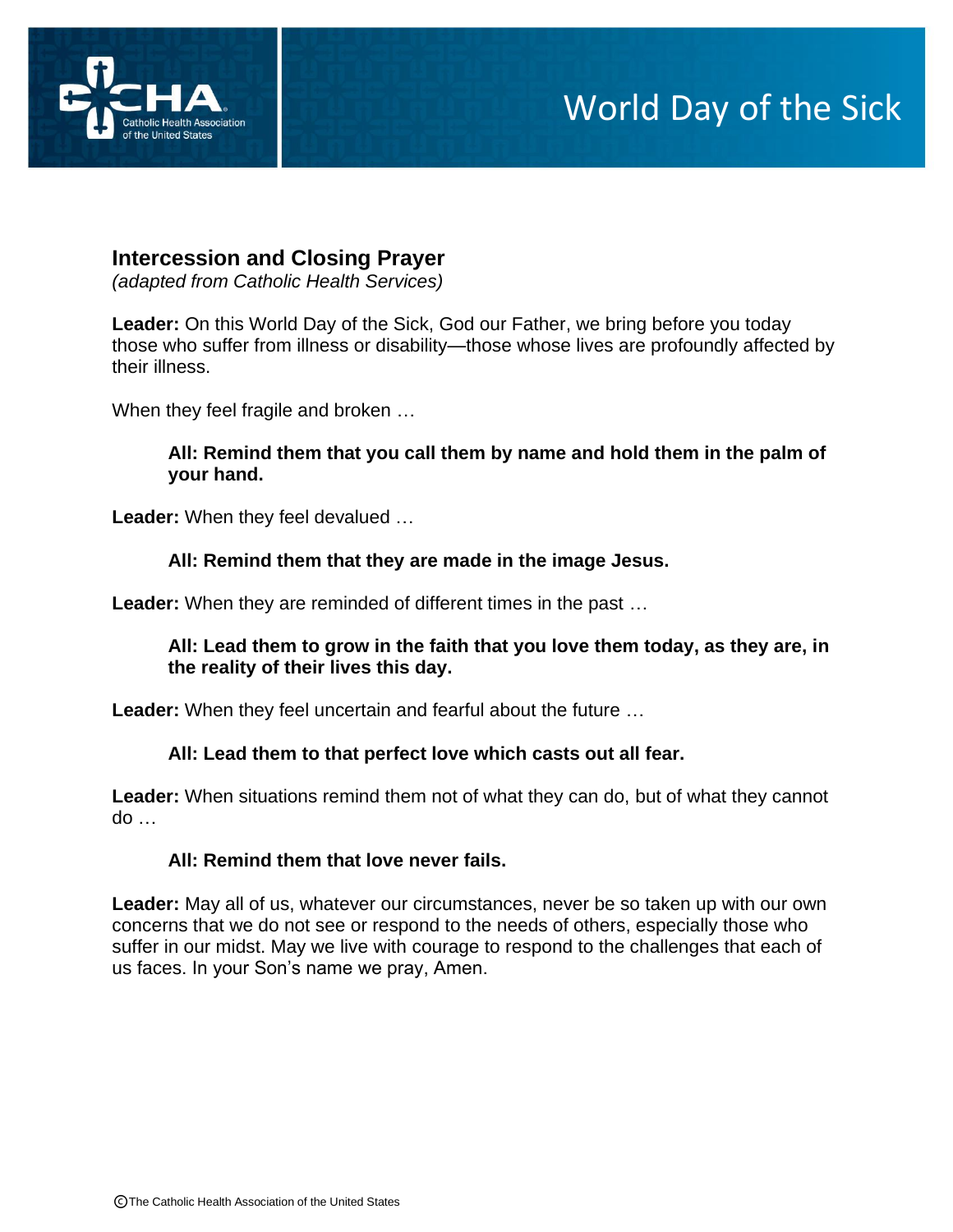## Intercession and Closing Prayer

*(adapted from Catholic Health Services)*

**Leader:** On this World Day of the Sick, God our Father, we bring before you today those who suffer from illness or disability—those whose lives are profoundly affected by their illness.

When they feel fragile and broken …

> **All: Remind them that you call them by name and hold them in the palm of your hand.**

**Leader:** When they feel devalued …

> **All: Remind them that they are made in the image Jesus.**

**Leader:** When they are reminded of different times in the past …

> **All: Lead them to grow in the faith that you love them today, as they are, in the reality of their lives this day.**

**Leader:** When they feel uncertain and fearful about the future …

> **All: Lead them to that perfect love which casts out all fear.**

**Leader:** When situations remind them not of what they can do, but of what they cannot do …

> **All: Remind them that love never fails.**

**Leader:** May all of us, whatever our circumstances, never be so taken up with our own concerns that we do not see or respond to the needs of others, especially those who suffer in our midst. May we live with courage to respond to the challenges that each of us faces. In your Son's name we pray, Amen.